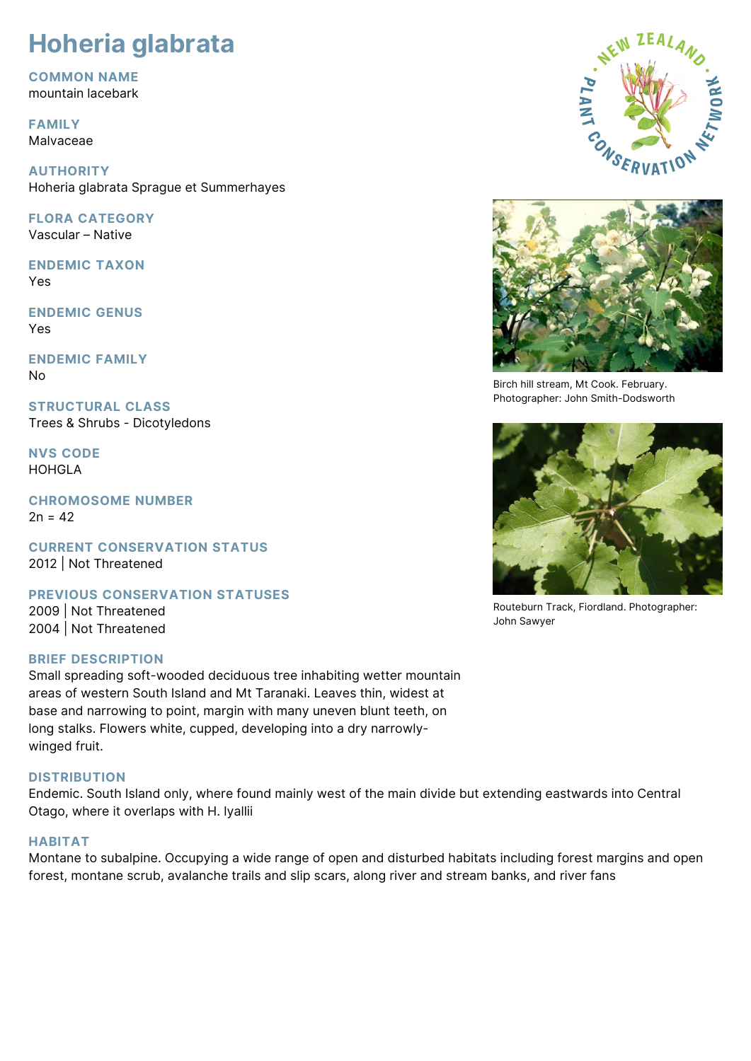# Hoheria glabrata

## COMMON NAME
mountain lacebark

## FAMILY
Malvaceae

## AUTHORITY
Hoheria glabrata Sprague et Summerhayes

## FLORA CATEGORY
Vascular – Native

## ENDEMIC TAXON
Yes

## ENDEMIC GENUS
Yes

## ENDEMIC FAMILY
No

## STRUCTURAL CLASS
Trees & Shrubs - Dicotyledons

## NVS CODE
HOHGLA

## CHROMOSOME NUMBER
2n = 42

## CURRENT CONSERVATION STATUS
2012 | Not Threatened

## PREVIOUS CONSERVATION STATUSES
2009 | Not Threatened
2004 | Not Threatened

## BRIEF DESCRIPTION
Small spreading soft-wooded deciduous tree inhabiting wetter mountain areas of western South Island and Mt Taranaki. Leaves thin, widest at base and narrowing to point, margin with many uneven blunt teeth, on long stalks. Flowers white, cupped, developing into a dry narrowly-winged fruit.

Birch hill stream, Mt Cook. February. Photographer: John Smith-Dodsworth

Routeburn Track, Fiordland. Photographer: John Sawyer

## DISTRIBUTION
Endemic. South Island only, where found mainly west of the main divide but extending eastwards into Central Otago, where it overlaps with H. lyallii

## HABITAT
Montane to subalpine. Occupying a wide range of open and disturbed habitats including forest margins and open forest, montane scrub, avalanche trails and slip scars, along river and stream banks, and river fans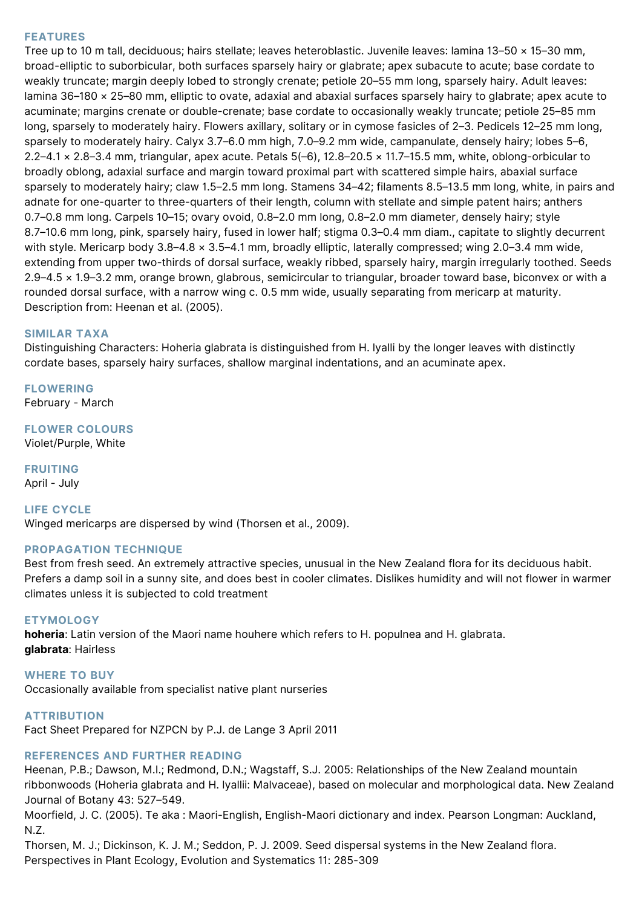## FEATURES

Tree up to 10 m tall, deciduous; hairs stellate; leaves heteroblastic. Juvenile leaves: lamina 13–50 × 15–30 mm, broad-elliptic to suborbicular, both surfaces sparsely hairy or glabrate; apex subacute to acute; base cordate to weakly truncate; margin deeply lobed to strongly crenate; petiole 20–55 mm long, sparsely hairy. Adult leaves: lamina 36–180 × 25–80 mm, elliptic to ovate, adaxial and abaxial surfaces sparsely hairy to glabrate; apex acute to acuminate; margins crenate or double-crenate; base cordate to occasionally weakly truncate; petiole 25–85 mm long, sparsely to moderately hairy. Flowers axillary, solitary or in cymose fascicles of 2–3. Pedicels 12–25 mm long, sparsely to moderately hairy. Calyx 3.7–6.0 mm high, 7.0–9.2 mm wide, campanulate, densely hairy; lobes 5–6, 2.2–4.1 × 2.8–3.4 mm, triangular, apex acute. Petals 5(–6), 12.8–20.5 × 11.7–15.5 mm, white, oblong-orbicular to broadly oblong, adaxial surface and margin toward proximal part with scattered simple hairs, abaxial surface sparsely to moderately hairy; claw 1.5–2.5 mm long. Stamens 34–42; filaments 8.5–13.5 mm long, white, in pairs and adnate for one-quarter to three-quarters of their length, column with stellate and simple patent hairs; anthers 0.7–0.8 mm long. Carpels 10–15; ovary ovoid, 0.8–2.0 mm long, 0.8–2.0 mm diameter, densely hairy; style 8.7–10.6 mm long, pink, sparsely hairy, fused in lower half; stigma 0.3–0.4 mm diam., capitate to slightly decurrent with style. Mericarp body 3.8–4.8 × 3.5–4.1 mm, broadly elliptic, laterally compressed; wing 2.0–3.4 mm wide, extending from upper two-thirds of dorsal surface, weakly ribbed, sparsely hairy, margin irregularly toothed. Seeds 2.9–4.5 × 1.9–3.2 mm, orange brown, glabrous, semicircular to triangular, broader toward base, biconvex or with a rounded dorsal surface, with a narrow wing c. 0.5 mm wide, usually separating from mericarp at maturity. Description from: Heenan et al. (2005).

## SIMILAR TAXA

Distinguishing Characters: Hoheria glabrata is distinguished from H. lyalli by the longer leaves with distinctly cordate bases, sparsely hairy surfaces, shallow marginal indentations, and an acuminate apex.

## FLOWERING

February - March

## FLOWER COLOURS

Violet/Purple, White

## FRUITING

April - July

## LIFE CYCLE

Winged mericarps are dispersed by wind (Thorsen et al., 2009).

## PROPAGATION TECHNIQUE

Best from fresh seed. An extremely attractive species, unusual in the New Zealand flora for its deciduous habit. Prefers a damp soil in a sunny site, and does best in cooler climates. Dislikes humidity and will not flower in warmer climates unless it is subjected to cold treatment

## ETYMOLOGY

**hoheria**: Latin version of the Maori name houhere which refers to H. populnea and H. glabrata.
**glabrata**: Hairless

## WHERE TO BUY

Occasionally available from specialist native plant nurseries

## ATTRIBUTION

Fact Sheet Prepared for NZPCN by P.J. de Lange 3 April 2011

## REFERENCES AND FURTHER READING

Heenan, P.B.; Dawson, M.I.; Redmond, D.N.; Wagstaff, S.J. 2005: Relationships of the New Zealand mountain ribbonwoods (Hoheria glabrata and H. lyallii: Malvaceae), based on molecular and morphological data. New Zealand Journal of Botany 43: 527–549.

Moorfield, J. C. (2005). Te aka : Maori-English, English-Maori dictionary and index. Pearson Longman: Auckland, N.Z.

Thorsen, M. J.; Dickinson, K. J. M.; Seddon, P. J. 2009. Seed dispersal systems in the New Zealand flora. Perspectives in Plant Ecology, Evolution and Systematics 11: 285-309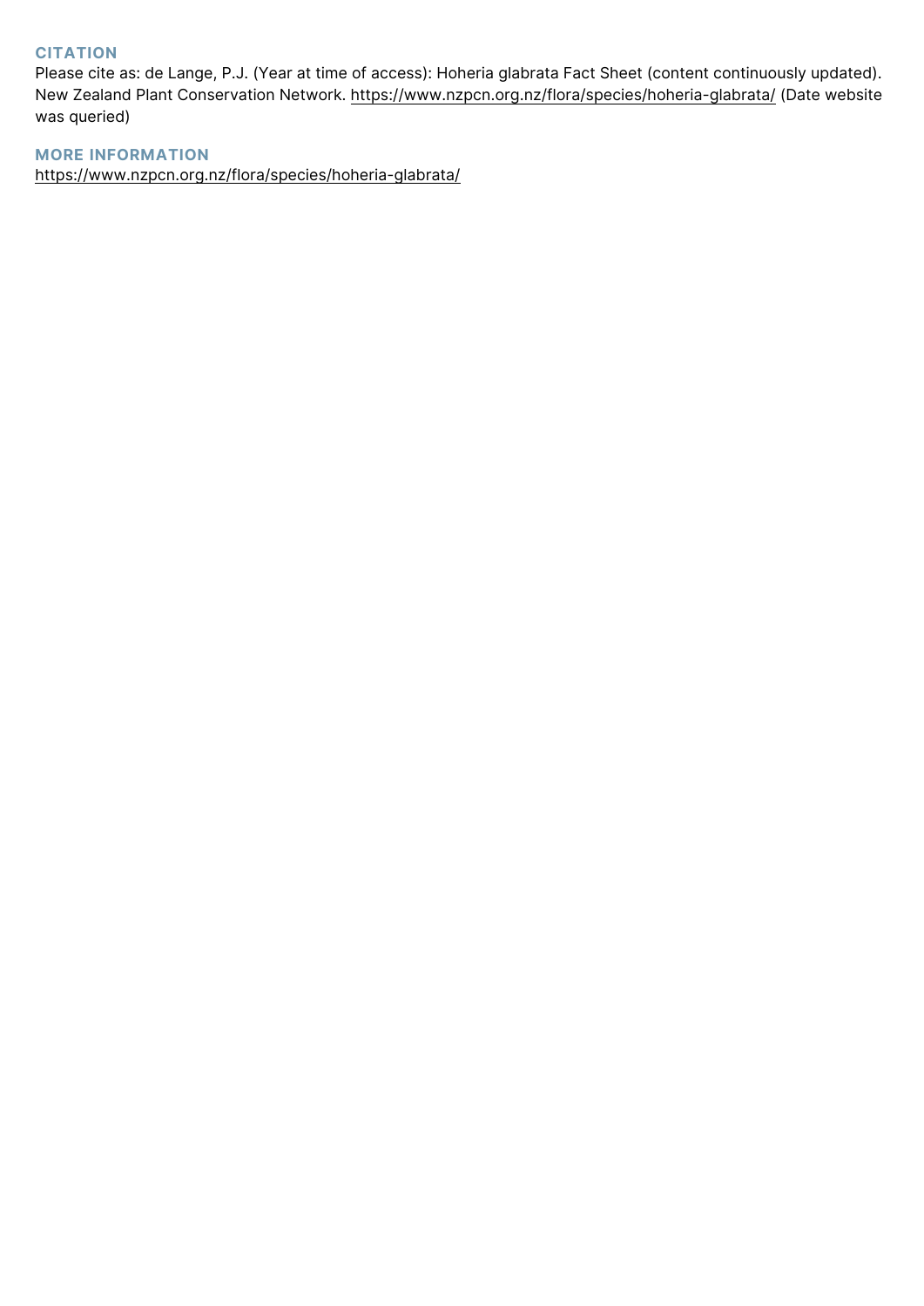## CITATION

Please cite as: de Lange, P.J. (Year at time of access): Hoheria glabrata Fact Sheet (content continuously updated). New Zealand Plant Conservation Network. https://www.nzpcn.org.nz/flora/species/hoheria-glabrata/ (Date website was queried)

## MORE INFORMATION

https://www.nzpcn.org.nz/flora/species/hoheria-glabrata/